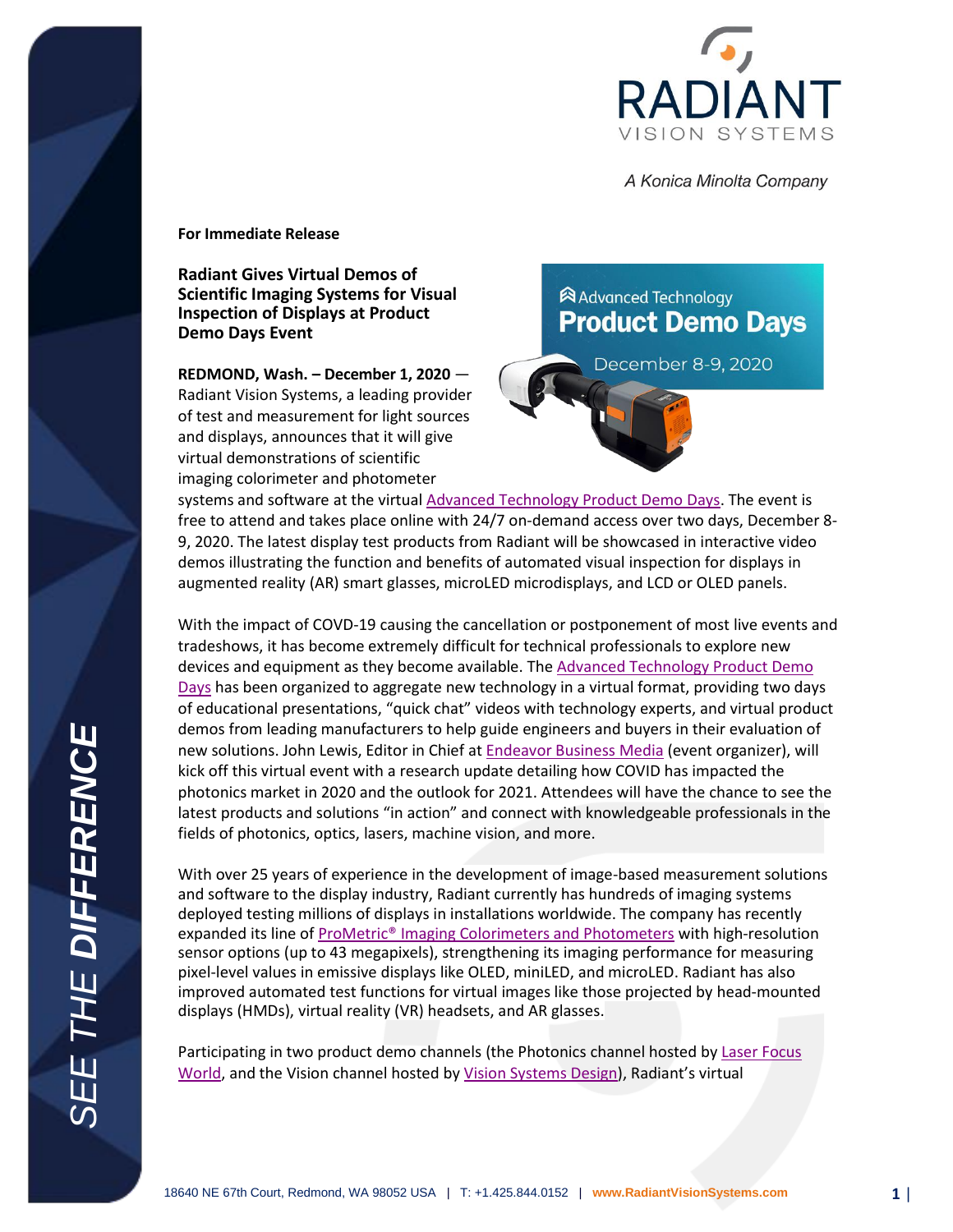**For Immediate Release**

# Radiant Gives Virtual Demos of Scientific Imaging Systems for Visual Inspection of Displays at Product Demo Days Event

**REDMOND, Wash. – December 1, 2020** — Radiant Vision Systems, a leading provider of test and measurement for light sources and displays, announces that it will give virtual demonstrations of scientific imaging colorimeter and photometer systems and software at the virtual Advanced Technology Product Demo Days. The event is free to attend and takes place online with 24/7 on-demand access over two days, December 8-9, 2020. The latest display test products from Radiant will be showcased in interactive video demos illustrating the function and benefits of automated visual inspection for displays in augmented reality (AR) smart glasses, microLED microdisplays, and LCD or OLED panels.

With the impact of COVID-19 causing the cancellation or postponement of most live events and tradeshows, it has become extremely difficult for technical professionals to explore new devices and equipment as they become available. The Advanced Technology Product Demo Days has been organized to aggregate new technology in a virtual format, providing two days of educational presentations, "quick chat" videos with technology experts, and virtual product demos from leading manufacturers to help guide engineers and buyers in their evaluation of new solutions. John Lewis, Editor in Chief at Endeavor Business Media (event organizer), will kick off this virtual event with a research update detailing how COVID has impacted the photonics market in 2020 and the outlook for 2021. Attendees will have the chance to see the latest products and solutions "in action" and connect with knowledgeable professionals in the fields of photonics, optics, lasers, machine vision, and more.

With over 25 years of experience in the development of image-based measurement solutions and software to the display industry, Radiant currently has hundreds of imaging systems deployed testing millions of displays in installations worldwide. The company has recently expanded its line of ProMetric® Imaging Colorimeters and Photometers with high-resolution sensor options (up to 43 megapixels), strengthening its imaging performance for measuring pixel-level values in emissive displays like OLED, miniLED, and microLED. Radiant has also improved automated test functions for virtual images like those projected by head-mounted displays (HMDs), virtual reality (VR) headsets, and AR glasses.

Participating in two product demo channels (the Photonics channel hosted by Laser Focus World, and the Vision channel hosted by Vision Systems Design), Radiant's virtual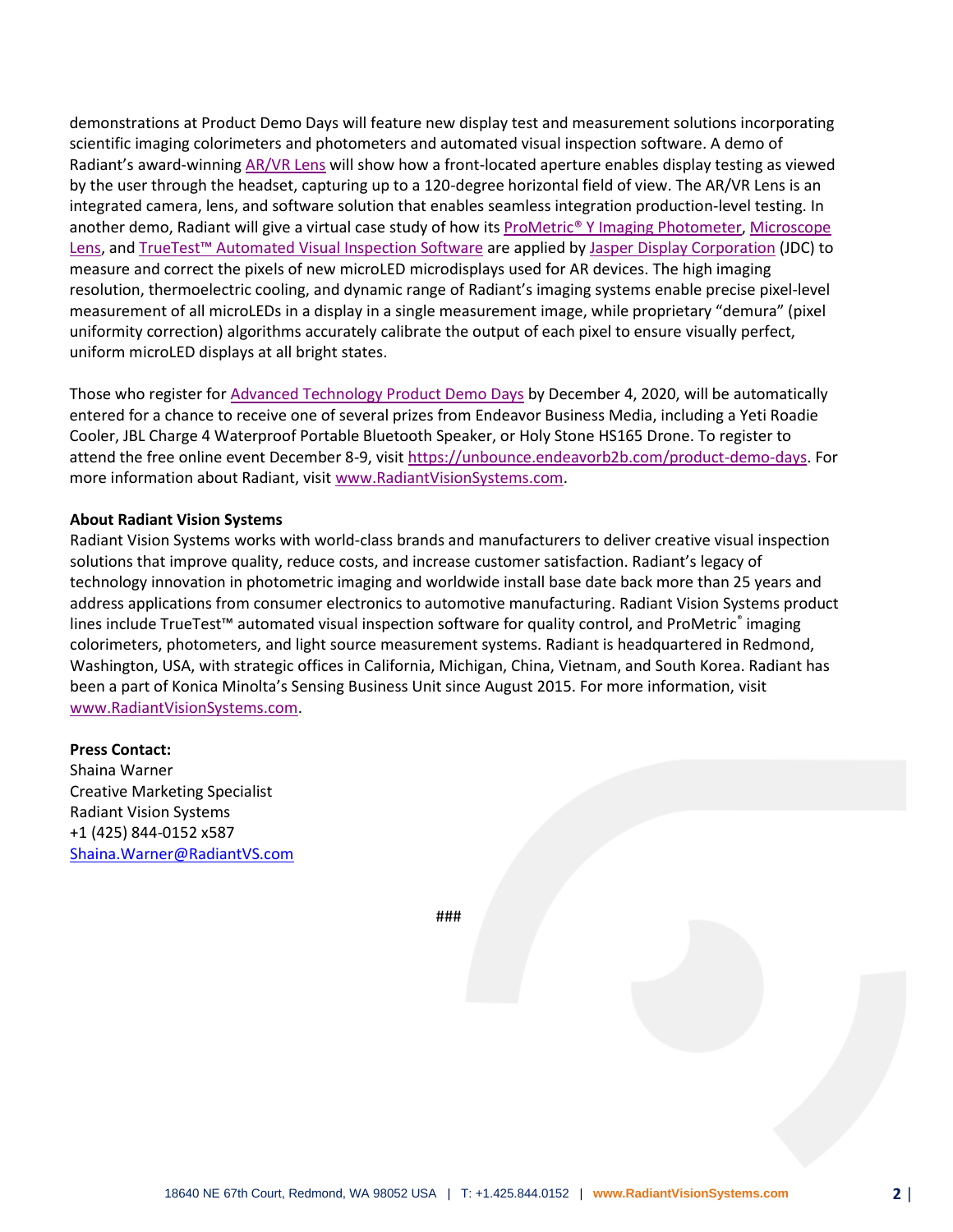demonstrations at Product Demo Days will feature new display test and measurement solutions incorporating scientific imaging colorimeters and photometers and automated visual inspection software. A demo of Radiant's award-winning AR/VR Lens will show how a front-located aperture enables display testing as viewed by the user through the headset, capturing up to a 120-degree horizontal field of view. The AR/VR Lens is an integrated camera, lens, and software solution that enables seamless integration production-level testing. In another demo, Radiant will give a virtual case study of how its ProMetric® Y Imaging Photometer, Microscope Lens, and TrueTest™ Automated Visual Inspection Software are applied by Jasper Display Corporation (JDC) to measure and correct the pixels of new microLED microdisplays used for AR devices. The high imaging resolution, thermoelectric cooling, and dynamic range of Radiant's imaging systems enable precise pixel-level measurement of all microLEDs in a display in a single measurement image, while proprietary "demura" (pixel uniformity correction) algorithms accurately calibrate the output of each pixel to ensure visually perfect, uniform microLED displays at all bright states.

Those who register for Advanced Technology Product Demo Days by December 4, 2020, will be automatically entered for a chance to receive one of several prizes from Endeavor Business Media, including a Yeti Roadie Cooler, JBL Charge 4 Waterproof Portable Bluetooth Speaker, or Holy Stone HS165 Drone. To register to attend the free online event December 8-9, visit https://unbounce.endeavorb2b.com/product-demo-days. For more information about Radiant, visit www.RadiantVisionSystems.com.

**About Radiant Vision Systems**

Radiant Vision Systems works with world-class brands and manufacturers to deliver creative visual inspection solutions that improve quality, reduce costs, and increase customer satisfaction. Radiant's legacy of technology innovation in photometric imaging and worldwide install base date back more than 25 years and address applications from consumer electronics to automotive manufacturing. Radiant Vision Systems product lines include TrueTest™ automated visual inspection software for quality control, and ProMetric® imaging colorimeters, photometers, and light source measurement systems. Radiant is headquartered in Redmond, Washington, USA, with strategic offices in California, Michigan, China, Vietnam, and South Korea. Radiant has been a part of Konica Minolta's Sensing Business Unit since August 2015. For more information, visit www.RadiantVisionSystems.com.

**Press Contact:**
Shaina Warner
Creative Marketing Specialist
Radiant Vision Systems
+1 (425) 844-0152 x587
Shaina.Warner@RadiantVS.com

###